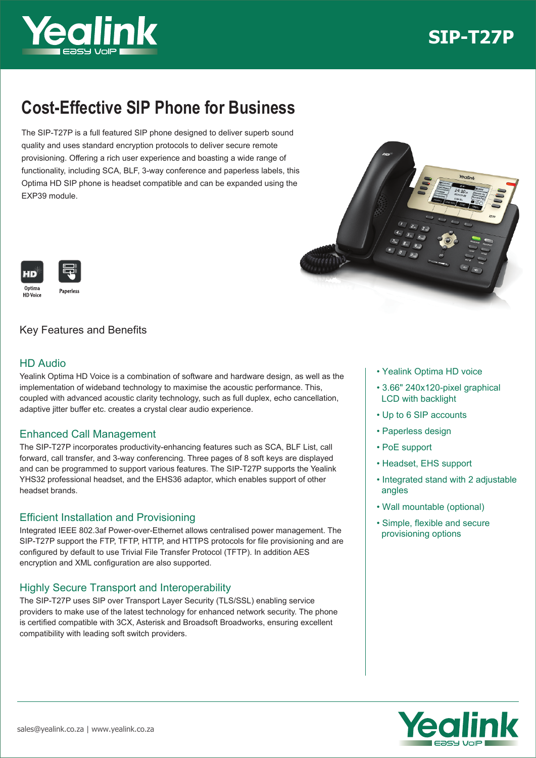# SIP-T27P

## Cost-Effective SIP Phone for Business

The SIP-T27P is a full featured SIP phone designed to deliver superb sound quality and uses standard encryption protocols to deliver secure remote provisioning. Offering a rich user experience and boasting a wide range of functionality, including SCA, BLF, 3-way conference and paperless labels, this Optima HD SIP phone is headset compatible and can be expanded using the EXP39 module.

Optima HD Voice

Paperless

## Key Features and Benefits

### HD Audio

Yealink Optima HD Voice is a combination of software and hardware design, as well as the implementation of wideband technology to maximise the acoustic performance. This, coupled with advanced acoustic clarity technology, such as full duplex, echo cancellation, adaptive jitter buffer etc. creates a crystal clear audio experience.

### Enhanced Call Management

The SIP-T27P incorporates productivity-enhancing features such as SCA, BLF List, call forward, call transfer, and 3-way conferencing. Three pages of 8 soft keys are displayed and can be programmed to support various features. The SIP-T27P supports the Yealink YHS32 professional headset, and the EHS36 adaptor, which enables support of other headset brands.

### Efficient Installation and Provisioning

Integrated IEEE 802.3af Power-over-Ethernet allows centralised power management. The SIP-T27P support the FTP, TFTP, HTTP, and HTTPS protocols for file provisioning and are configured by default to use Trivial File Transfer Protocol (TFTP). In addition AES encryption and XML configuration are also supported.

### Highly Secure Transport and Interoperability

The SIP-T27P uses SIP over Transport Layer Security (TLS/SSL) enabling service providers to make use of the latest technology for enhanced network security. The phone is certified compatible with 3CX, Asterisk and Broadsoft Broadworks, ensuring excellent compatibility with leading soft switch providers.

- Yealink Optima HD voice
- 3.66" 240x120-pixel graphical LCD with backlight
- Up to 6 SIP accounts
- Paperless design
- PoE support
- Headset, EHS support
- Integrated stand with 2 adjustable angles
- Wall mountable (optional)
- Simple, flexible and secure provisioning options

sales@yealink.co.za | www.yealink.co.za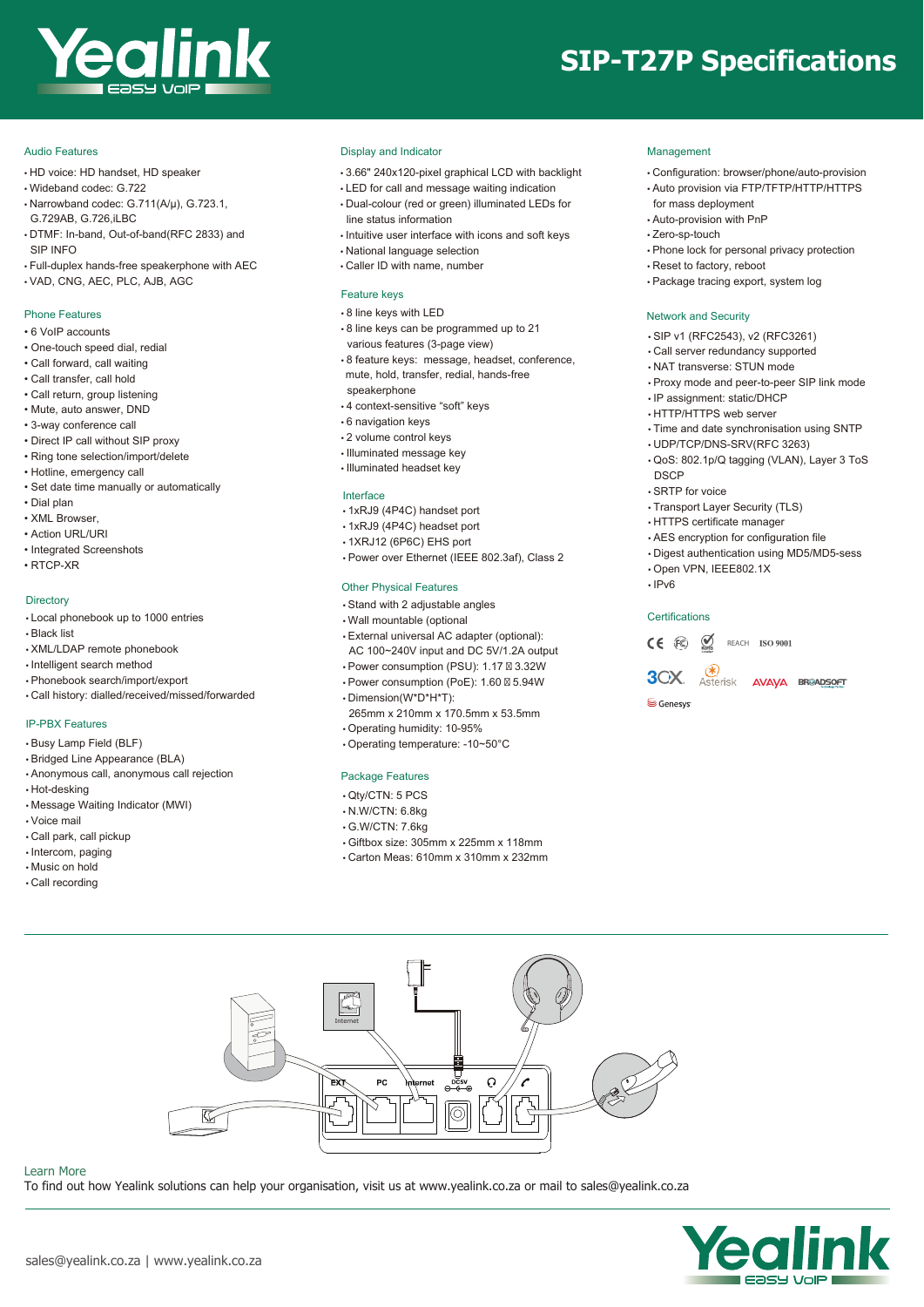# SIP-T27P Specifications

## Audio Features

- HD voice: HD handset, HD speaker
- Wideband codec: G.722
- Narrowband codec: G.711(A/μ), G.723.1, G.729AB, G.726,iLBC
- DTMF: In-band, Out-of-band(RFC 2833) and SIP INFO
- Full-duplex hands-free speakerphone with AEC
- VAD, CNG, AEC, PLC, AJB, AGC

## Phone Features

- 6 VoIP accounts
- One-touch speed dial, redial
- Call forward, call waiting
- Call transfer, call hold
- Call return, group listening
- Mute, auto answer, DND
- 3-way conference call
- Direct IP call without SIP proxy
- Ring tone selection/import/delete
- Hotline, emergency call
- Set date time manually or automatically
- Dial plan
- XML Browser,
- Action URL/URI
- Integrated Screenshots
- RTCP-XR

## Directory

- Local phonebook up to 1000 entries
- Black list
- XML/LDAP remote phonebook
- Intelligent search method
- Phonebook search/import/export
- Call history: dialled/received/missed/forwarded

## IP-PBX Features

- Busy Lamp Field (BLF)
- Bridged Line Appearance (BLA)
- Anonymous call, anonymous call rejection
- Hot-desking
- Message Waiting Indicator (MWI)
- Voice mail
- Call park, call pickup
- Intercom, paging
- Music on hold
- Call recording

## Display and Indicator

- 3.66" 240x120-pixel graphical LCD with backlight
- LED for call and message waiting indication
- Dual-colour (red or green) illuminated LEDs for line status information
- Intuitive user interface with icons and soft keys
- National language selection
- Caller ID with name, number

## Feature keys

- 8 line keys with LED
- 8 line keys can be programmed up to 21 various features (3-page view)
- 8 feature keys: message, headset, conference, mute, hold, transfer, redial, hands-free speakerphone
- 4 context-sensitive "soft" keys
- 6 navigation keys
- 2 volume control keys
- Illuminated message key
- Illuminated headset key

## Interface

- 1xRJ9 (4P4C) handset port
- 1xRJ9 (4P4C) headset port
- 1XRJ12 (6P6C) EHS port
- Power over Ethernet (IEEE 802.3af), Class 2

## Other Physical Features

- Stand with 2 adjustable angles
- Wall mountable (optional
- External universal AC adapter (optional): AC 100~240V input and DC 5V/1.2A output
- Power consumption (PSU): 1.17 – 3.32W
- Power consumption (PoE): 1.60 – 5.94W
- Dimension(W\*D\*H\*T): 265mm x 210mm x 170.5mm x 53.5mm
- Operating humidity: 10-95%
- Operating temperature: -10~50°C

## Package Features

- Qty/CTN: 5 PCS
- N.W/CTN: 6.8kg
- G.W/CTN: 7.6kg
- Giftbox size: 305mm x 225mm x 118mm
- Carton Meas: 610mm x 310mm x 232mm

## Management

- Configuration: browser/phone/auto-provision
- Auto provision via FTP/TFTP/HTTP/HTTPS for mass deployment
- Auto-provision with PnP
- Zero-sp-touch
- Phone lock for personal privacy protection
- Reset to factory, reboot
- Package tracing export, system log

## Network and Security

- SIP v1 (RFC2543), v2 (RFC3261)
- Call server redundancy supported
- NAT transverse: STUN mode
- Proxy mode and peer-to-peer SIP link mode
- IP assignment: static/DHCP
- HTTP/HTTPS web server
- Time and date synchronisation using SNTP
- UDP/TCP/DNS-SRV(RFC 3263)
- QoS: 802.1p/Q tagging (VLAN), Layer 3 ToS DSCP
- SRTP for voice
- Transport Layer Security (TLS)
- HTTPS certificate manager
- AES encryption for configuration file
- Digest authentication using MD5/MD5-sess
- Open VPN, IEEE802.1X
- IPv6

## Certifications

CE FC RoHS REACH ISO 9001

3CX Asterisk AVAYA BROADSOFT Genesys

Internet
EXT PC Internet DC5V

## Learn More

To find out how Yealink solutions can help your organisation, visit us at www.yealink.co.za or mail to sales@yealink.co.za

sales@yealink.co.za | www.yealink.co.za